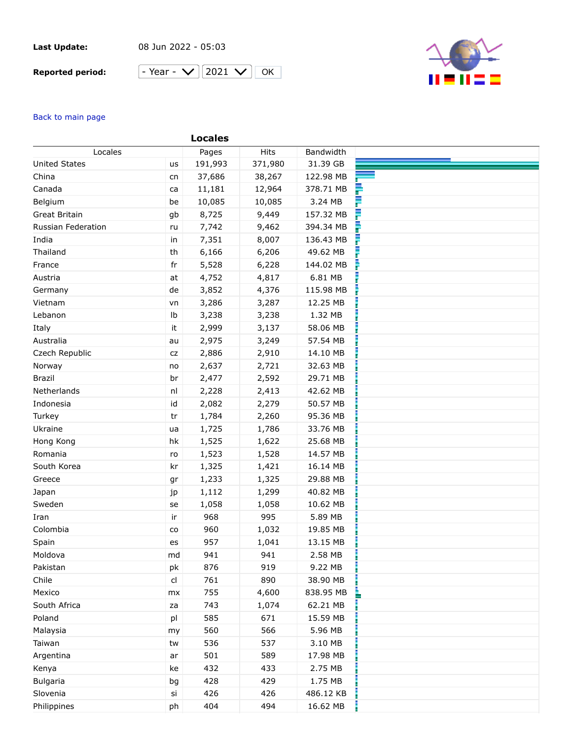**Last Update:** 08 Jun 2022 - 05:03

**Reported period:** - Year - 2021 OK

Back to main page

## Locales

| Locales | | Pages | Hits | Bandwidth |
|---|---|---|---|---|
| United States | us | 191,993 | 371,980 | 31.39 GB |
| China | cn | 37,686 | 38,267 | 122.98 MB |
| Canada | ca | 11,181 | 12,964 | 378.71 MB |
| Belgium | be | 10,085 | 10,085 | 3.24 MB |
| Great Britain | gb | 8,725 | 9,449 | 157.32 MB |
| Russian Federation | ru | 7,742 | 9,462 | 394.34 MB |
| India | in | 7,351 | 8,007 | 136.43 MB |
| Thailand | th | 6,166 | 6,206 | 49.62 MB |
| France | fr | 5,528 | 6,228 | 144.02 MB |
| Austria | at | 4,752 | 4,817 | 6.81 MB |
| Germany | de | 3,852 | 4,376 | 115.98 MB |
| Vietnam | vn | 3,286 | 3,287 | 12.25 MB |
| Lebanon | lb | 3,238 | 3,238 | 1.32 MB |
| Italy | it | 2,999 | 3,137 | 58.06 MB |
| Australia | au | 2,975 | 3,249 | 57.54 MB |
| Czech Republic | cz | 2,886 | 2,910 | 14.10 MB |
| Norway | no | 2,637 | 2,721 | 32.63 MB |
| Brazil | br | 2,477 | 2,592 | 29.71 MB |
| Netherlands | nl | 2,228 | 2,413 | 42.62 MB |
| Indonesia | id | 2,082 | 2,279 | 50.57 MB |
| Turkey | tr | 1,784 | 2,260 | 95.36 MB |
| Ukraine | ua | 1,725 | 1,786 | 33.76 MB |
| Hong Kong | hk | 1,525 | 1,622 | 25.68 MB |
| Romania | ro | 1,523 | 1,528 | 14.57 MB |
| South Korea | kr | 1,325 | 1,421 | 16.14 MB |
| Greece | gr | 1,233 | 1,325 | 29.88 MB |
| Japan | jp | 1,112 | 1,299 | 40.82 MB |
| Sweden | se | 1,058 | 1,058 | 10.62 MB |
| Iran | ir | 968 | 995 | 5.89 MB |
| Colombia | co | 960 | 1,032 | 19.85 MB |
| Spain | es | 957 | 1,041 | 13.15 MB |
| Moldova | md | 941 | 941 | 2.58 MB |
| Pakistan | pk | 876 | 919 | 9.22 MB |
| Chile | cl | 761 | 890 | 38.90 MB |
| Mexico | mx | 755 | 4,600 | 838.95 MB |
| South Africa | za | 743 | 1,074 | 62.21 MB |
| Poland | pl | 585 | 671 | 15.59 MB |
| Malaysia | my | 560 | 566 | 5.96 MB |
| Taiwan | tw | 536 | 537 | 3.10 MB |
| Argentina | ar | 501 | 589 | 17.98 MB |
| Kenya | ke | 432 | 433 | 2.75 MB |
| Bulgaria | bg | 428 | 429 | 1.75 MB |
| Slovenia | si | 426 | 426 | 486.12 KB |
| Philippines | ph | 404 | 494 | 16.62 MB |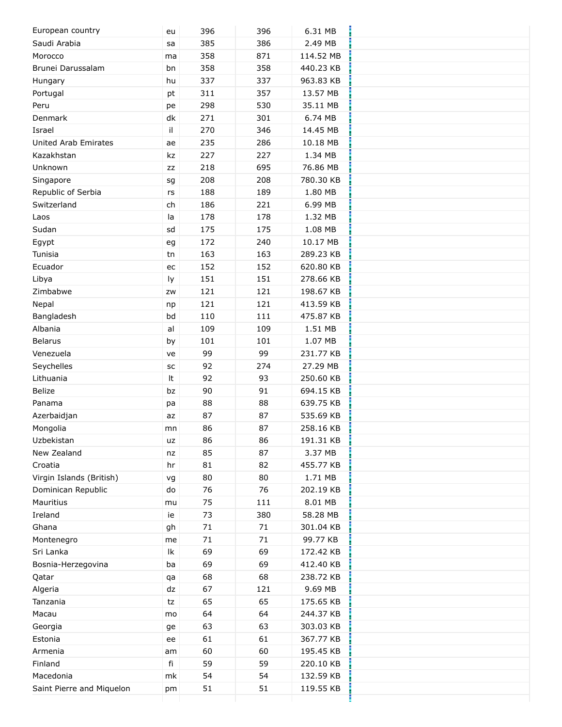| | | | | | |
|---|---|---|---|---|---|
| European country | eu | 396 | 396 | 6.31 MB | |
| Saudi Arabia | sa | 385 | 386 | 2.49 MB | |
| Morocco | ma | 358 | 871 | 114.52 MB | |
| Brunei Darussalam | bn | 358 | 358 | 440.23 KB | |
| Hungary | hu | 337 | 337 | 963.83 KB | |
| Portugal | pt | 311 | 357 | 13.57 MB | |
| Peru | pe | 298 | 530 | 35.11 MB | |
| Denmark | dk | 271 | 301 | 6.74 MB | |
| Israel | il | 270 | 346 | 14.45 MB | |
| United Arab Emirates | ae | 235 | 286 | 10.18 MB | |
| Kazakhstan | kz | 227 | 227 | 1.34 MB | |
| Unknown | zz | 218 | 695 | 76.86 MB | |
| Singapore | sg | 208 | 208 | 780.30 KB | |
| Republic of Serbia | rs | 188 | 189 | 1.80 MB | |
| Switzerland | ch | 186 | 221 | 6.99 MB | |
| Laos | la | 178 | 178 | 1.32 MB | |
| Sudan | sd | 175 | 175 | 1.08 MB | |
| Egypt | eg | 172 | 240 | 10.17 MB | |
| Tunisia | tn | 163 | 163 | 289.23 KB | |
| Ecuador | ec | 152 | 152 | 620.80 KB | |
| Libya | ly | 151 | 151 | 278.66 KB | |
| Zimbabwe | zw | 121 | 121 | 198.67 KB | |
| Nepal | np | 121 | 121 | 413.59 KB | |
| Bangladesh | bd | 110 | 111 | 475.87 KB | |
| Albania | al | 109 | 109 | 1.51 MB | |
| Belarus | by | 101 | 101 | 1.07 MB | |
| Venezuela | ve | 99 | 99 | 231.77 KB | |
| Seychelles | sc | 92 | 274 | 27.29 MB | |
| Lithuania | lt | 92 | 93 | 250.60 KB | |
| Belize | bz | 90 | 91 | 694.15 KB | |
| Panama | pa | 88 | 88 | 639.75 KB | |
| Azerbaidjan | az | 87 | 87 | 535.69 KB | |
| Mongolia | mn | 86 | 87 | 258.16 KB | |
| Uzbekistan | uz | 86 | 86 | 191.31 KB | |
| New Zealand | nz | 85 | 87 | 3.37 MB | |
| Croatia | hr | 81 | 82 | 455.77 KB | |
| Virgin Islands (British) | vg | 80 | 80 | 1.71 MB | |
| Dominican Republic | do | 76 | 76 | 202.19 KB | |
| Mauritius | mu | 75 | 111 | 8.01 MB | |
| Ireland | ie | 73 | 380 | 58.28 MB | |
| Ghana | gh | 71 | 71 | 301.04 KB | |
| Montenegro | me | 71 | 71 | 99.77 KB | |
| Sri Lanka | lk | 69 | 69 | 172.42 KB | |
| Bosnia-Herzegovina | ba | 69 | 69 | 412.40 KB | |
| Qatar | qa | 68 | 68 | 238.72 KB | |
| Algeria | dz | 67 | 121 | 9.69 MB | |
| Tanzania | tz | 65 | 65 | 175.65 KB | |
| Macau | mo | 64 | 64 | 244.37 KB | |
| Georgia | ge | 63 | 63 | 303.03 KB | |
| Estonia | ee | 61 | 61 | 367.77 KB | |
| Armenia | am | 60 | 60 | 195.45 KB | |
| Finland | fi | 59 | 59 | 220.10 KB | |
| Macedonia | mk | 54 | 54 | 132.59 KB | |
| Saint Pierre and Miquelon | pm | 51 | 51 | 119.55 KB | |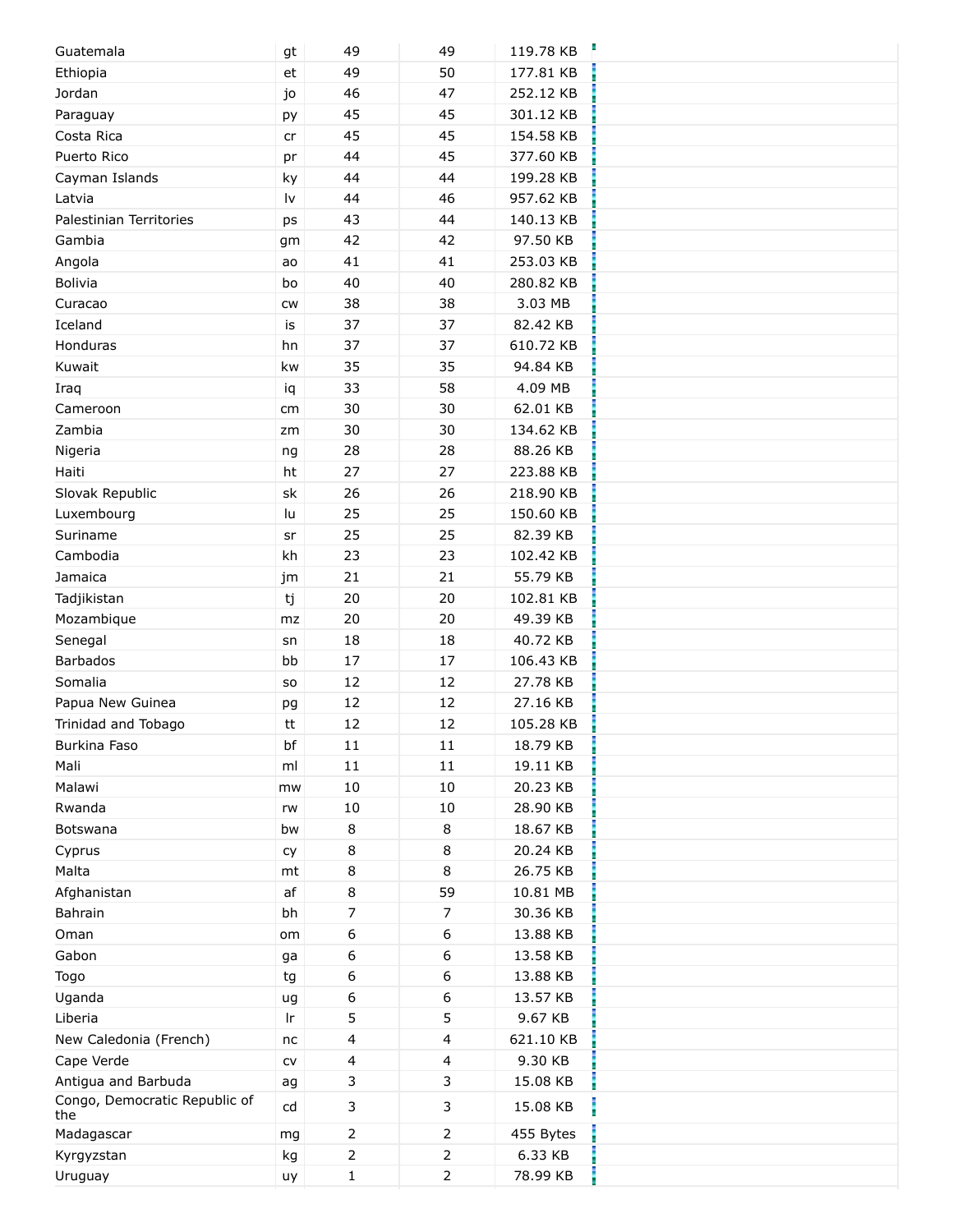| | | | | | |
|---|---|---|---|---|---|
| Guatemala | gt | 49 | 49 | 119.78 KB | |
| Ethiopia | et | 49 | 50 | 177.81 KB | |
| Jordan | jo | 46 | 47 | 252.12 KB | |
| Paraguay | py | 45 | 45 | 301.12 KB | |
| Costa Rica | cr | 45 | 45 | 154.58 KB | |
| Puerto Rico | pr | 44 | 45 | 377.60 KB | |
| Cayman Islands | ky | 44 | 44 | 199.28 KB | |
| Latvia | lv | 44 | 46 | 957.62 KB | |
| Palestinian Territories | ps | 43 | 44 | 140.13 KB | |
| Gambia | gm | 42 | 42 | 97.50 KB | |
| Angola | ao | 41 | 41 | 253.03 KB | |
| Bolivia | bo | 40 | 40 | 280.82 KB | |
| Curacao | cw | 38 | 38 | 3.03 MB | |
| Iceland | is | 37 | 37 | 82.42 KB | |
| Honduras | hn | 37 | 37 | 610.72 KB | |
| Kuwait | kw | 35 | 35 | 94.84 KB | |
| Iraq | iq | 33 | 58 | 4.09 MB | |
| Cameroon | cm | 30 | 30 | 62.01 KB | |
| Zambia | zm | 30 | 30 | 134.62 KB | |
| Nigeria | ng | 28 | 28 | 88.26 KB | |
| Haiti | ht | 27 | 27 | 223.88 KB | |
| Slovak Republic | sk | 26 | 26 | 218.90 KB | |
| Luxembourg | lu | 25 | 25 | 150.60 KB | |
| Suriname | sr | 25 | 25 | 82.39 KB | |
| Cambodia | kh | 23 | 23 | 102.42 KB | |
| Jamaica | jm | 21 | 21 | 55.79 KB | |
| Tadjikistan | tj | 20 | 20 | 102.81 KB | |
| Mozambique | mz | 20 | 20 | 49.39 KB | |
| Senegal | sn | 18 | 18 | 40.72 KB | |
| Barbados | bb | 17 | 17 | 106.43 KB | |
| Somalia | so | 12 | 12 | 27.78 KB | |
| Papua New Guinea | pg | 12 | 12 | 27.16 KB | |
| Trinidad and Tobago | tt | 12 | 12 | 105.28 KB | |
| Burkina Faso | bf | 11 | 11 | 18.79 KB | |
| Mali | ml | 11 | 11 | 19.11 KB | |
| Malawi | mw | 10 | 10 | 20.23 KB | |
| Rwanda | rw | 10 | 10 | 28.90 KB | |
| Botswana | bw | 8 | 8 | 18.67 KB | |
| Cyprus | cy | 8 | 8 | 20.24 KB | |
| Malta | mt | 8 | 8 | 26.75 KB | |
| Afghanistan | af | 8 | 59 | 10.81 MB | |
| Bahrain | bh | 7 | 7 | 30.36 KB | |
| Oman | om | 6 | 6 | 13.88 KB | |
| Gabon | ga | 6 | 6 | 13.58 KB | |
| Togo | tg | 6 | 6 | 13.88 KB | |
| Uganda | ug | 6 | 6 | 13.57 KB | |
| Liberia | lr | 5 | 5 | 9.67 KB | |
| New Caledonia (French) | nc | 4 | 4 | 621.10 KB | |
| Cape Verde | cv | 4 | 4 | 9.30 KB | |
| Antigua and Barbuda | ag | 3 | 3 | 15.08 KB | |
| Congo, Democratic Republic of the | cd | 3 | 3 | 15.08 KB | |
| Madagascar | mg | 2 | 2 | 455 Bytes | |
| Kyrgyzstan | kg | 2 | 2 | 6.33 KB | |
| Uruguay | uy | 1 | 2 | 78.99 KB | |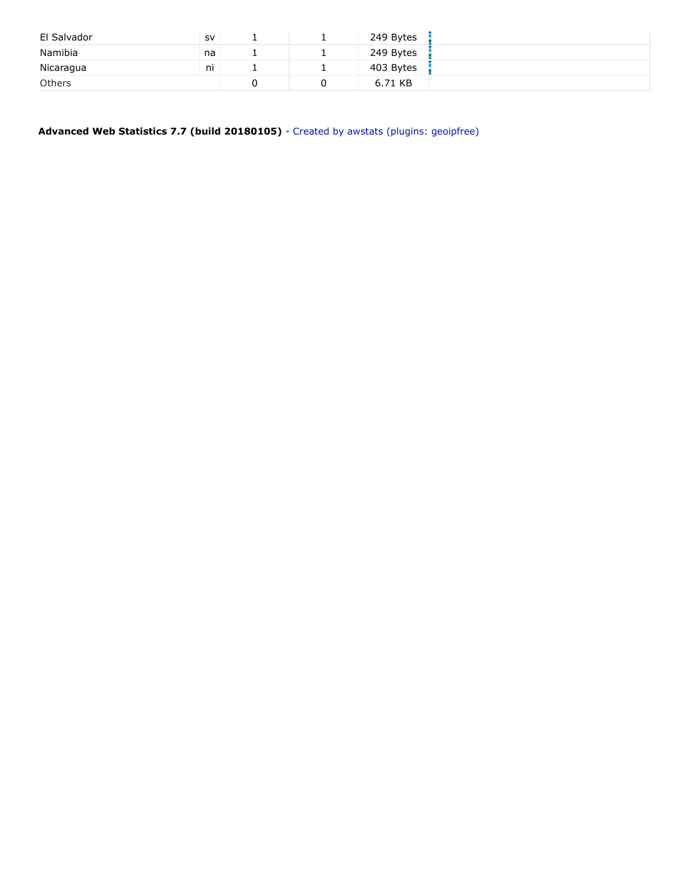| | | | | | |
|---|---|---|---|---|---|
| El Salvador | sv | 1 | 1 | 249 Bytes | |
| Namibia | na | 1 | 1 | 249 Bytes | |
| Nicaragua | ni | 1 | 1 | 403 Bytes | |
| Others | | 0 | 0 | 6.71 KB | |

**Advanced Web Statistics 7.7 (build 20180105)** - Created by awstats (plugins: geoipfree)